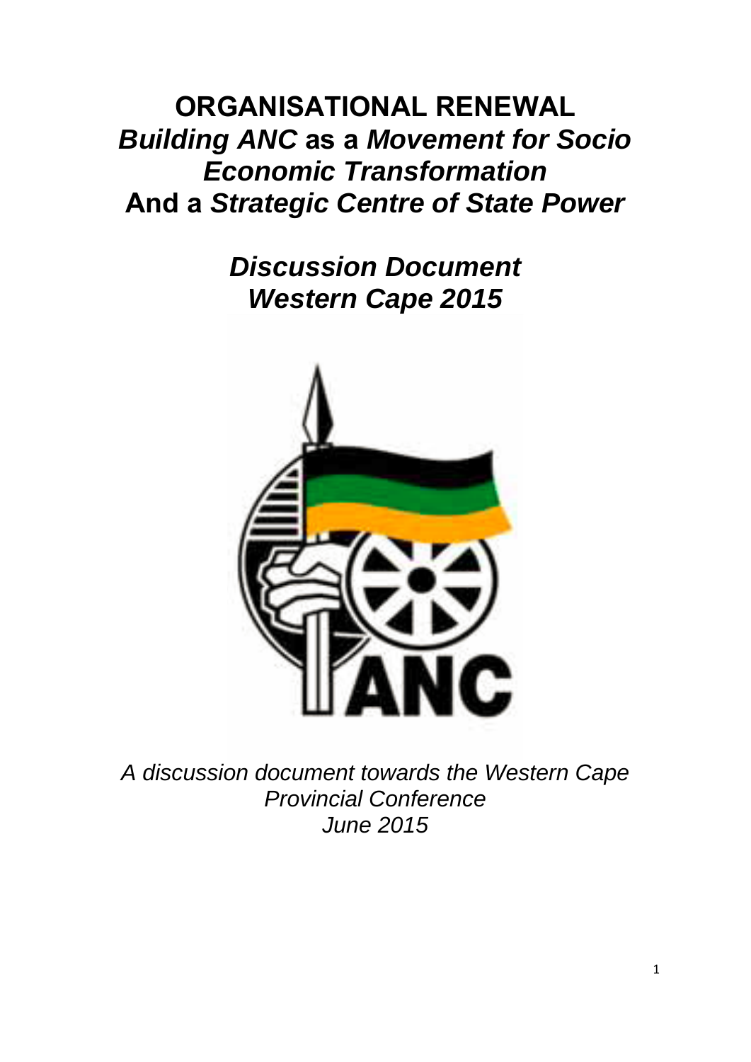# ORGANISATIONAL RENEWAL
## *Building ANC* as a *Movement for Socio Economic Transformation* And a *Strategic Centre of State Power*

## *Discussion Document Western Cape 2015*

*A discussion document towards the Western Cape Provincial Conference June 2015*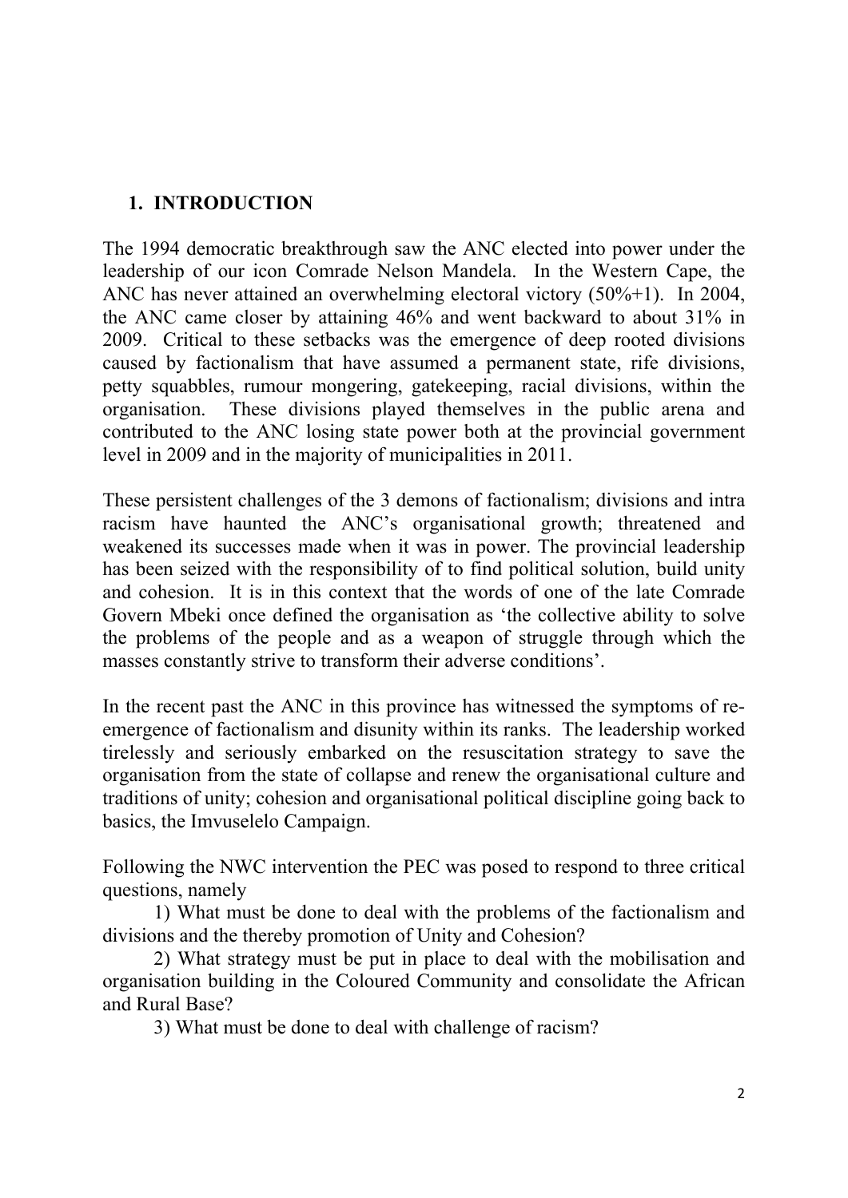## 1. INTRODUCTION

The 1994 democratic breakthrough saw the ANC elected into power under the leadership of our icon Comrade Nelson Mandela. In the Western Cape, the ANC has never attained an overwhelming electoral victory (50%+1). In 2004, the ANC came closer by attaining 46% and went backward to about 31% in 2009. Critical to these setbacks was the emergence of deep rooted divisions caused by factionalism that have assumed a permanent state, rife divisions, petty squabbles, rumour mongering, gatekeeping, racial divisions, within the organisation. These divisions played themselves in the public arena and contributed to the ANC losing state power both at the provincial government level in 2009 and in the majority of municipalities in 2011.

These persistent challenges of the 3 demons of factionalism; divisions and intra racism have haunted the ANC's organisational growth; threatened and weakened its successes made when it was in power. The provincial leadership has been seized with the responsibility of to find political solution, build unity and cohesion. It is in this context that the words of one of the late Comrade Govern Mbeki once defined the organisation as 'the collective ability to solve the problems of the people and as a weapon of struggle through which the masses constantly strive to transform their adverse conditions'.

In the recent past the ANC in this province has witnessed the symptoms of re-emergence of factionalism and disunity within its ranks. The leadership worked tirelessly and seriously embarked on the resuscitation strategy to save the organisation from the state of collapse and renew the organisational culture and traditions of unity; cohesion and organisational political discipline going back to basics, the Imvuselelo Campaign.

Following the NWC intervention the PEC was posed to respond to three critical questions, namely

1) What must be done to deal with the problems of the factionalism and divisions and the thereby promotion of Unity and Cohesion?

2) What strategy must be put in place to deal with the mobilisation and organisation building in the Coloured Community and consolidate the African and Rural Base?

3) What must be done to deal with challenge of racism?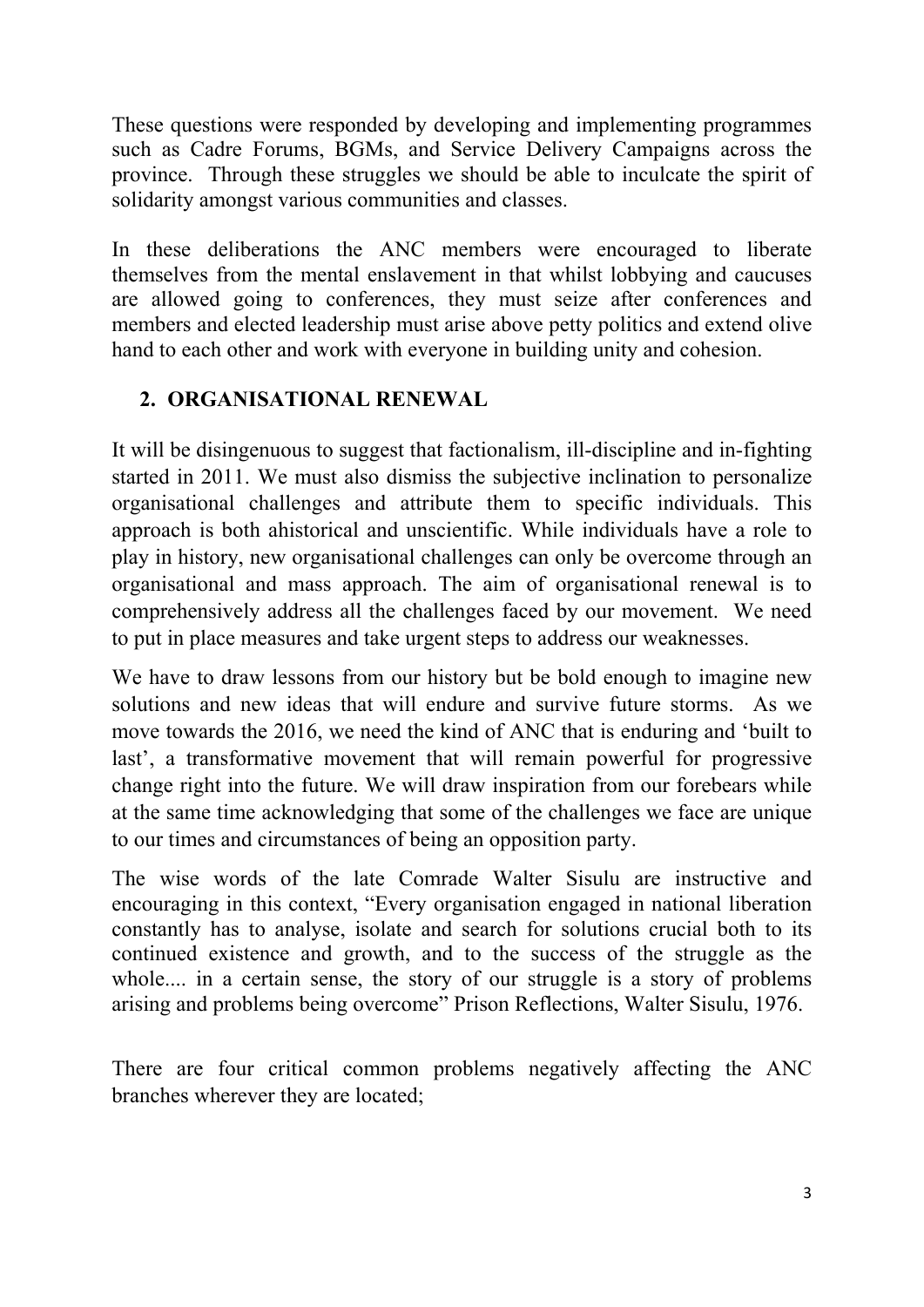These questions were responded by developing and implementing programmes such as Cadre Forums, BGMs, and Service Delivery Campaigns across the province. Through these struggles we should be able to inculcate the spirit of solidarity amongst various communities and classes.

In these deliberations the ANC members were encouraged to liberate themselves from the mental enslavement in that whilst lobbying and caucuses are allowed going to conferences, they must seize after conferences and members and elected leadership must arise above petty politics and extend olive hand to each other and work with everyone in building unity and cohesion.

## 2. ORGANISATIONAL RENEWAL

It will be disingenuous to suggest that factionalism, ill-discipline and in-fighting started in 2011. We must also dismiss the subjective inclination to personalize organisational challenges and attribute them to specific individuals. This approach is both ahistorical and unscientific. While individuals have a role to play in history, new organisational challenges can only be overcome through an organisational and mass approach. The aim of organisational renewal is to comprehensively address all the challenges faced by our movement. We need to put in place measures and take urgent steps to address our weaknesses.

We have to draw lessons from our history but be bold enough to imagine new solutions and new ideas that will endure and survive future storms. As we move towards the 2016, we need the kind of ANC that is enduring and 'built to last', a transformative movement that will remain powerful for progressive change right into the future. We will draw inspiration from our forebears while at the same time acknowledging that some of the challenges we face are unique to our times and circumstances of being an opposition party.

The wise words of the late Comrade Walter Sisulu are instructive and encouraging in this context, "Every organisation engaged in national liberation constantly has to analyse, isolate and search for solutions crucial both to its continued existence and growth, and to the success of the struggle as the whole.... in a certain sense, the story of our struggle is a story of problems arising and problems being overcome" Prison Reflections, Walter Sisulu, 1976.

There are four critical common problems negatively affecting the ANC branches wherever they are located;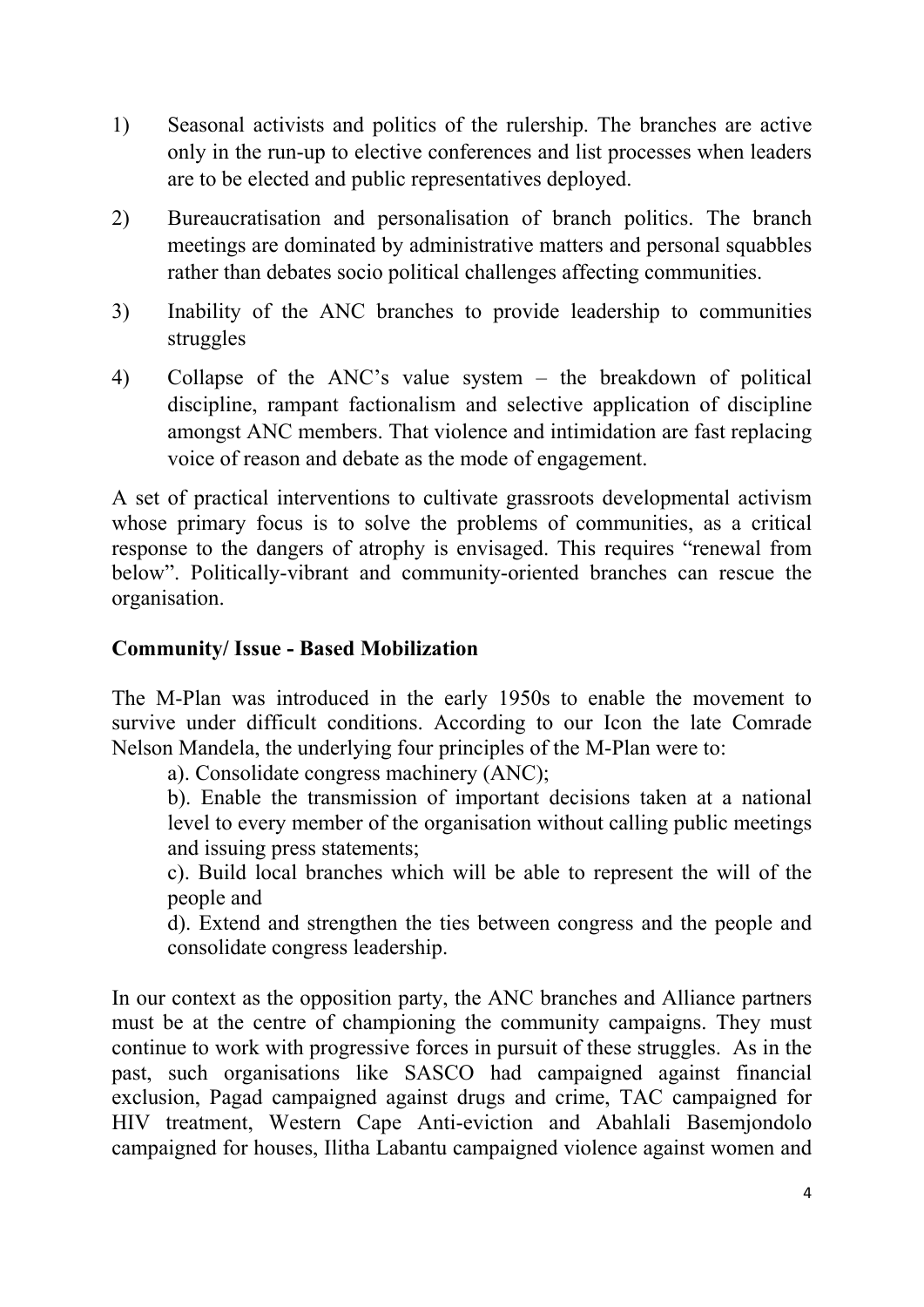1) Seasonal activists and politics of the rulership. The branches are active only in the run-up to elective conferences and list processes when leaders are to be elected and public representatives deployed.

2) Bureaucratisation and personalisation of branch politics. The branch meetings are dominated by administrative matters and personal squabbles rather than debates socio political challenges affecting communities.

3) Inability of the ANC branches to provide leadership to communities struggles

4) Collapse of the ANC's value system – the breakdown of political discipline, rampant factionalism and selective application of discipline amongst ANC members. That violence and intimidation are fast replacing voice of reason and debate as the mode of engagement.

A set of practical interventions to cultivate grassroots developmental activism whose primary focus is to solve the problems of communities, as a critical response to the dangers of atrophy is envisaged. This requires "renewal from below". Politically-vibrant and community-oriented branches can rescue the organisation.

**Community/ Issue - Based Mobilization**

The M-Plan was introduced in the early 1950s to enable the movement to survive under difficult conditions. According to our Icon the late Comrade Nelson Mandela, the underlying four principles of the M-Plan were to:

a). Consolidate congress machinery (ANC);

b). Enable the transmission of important decisions taken at a national level to every member of the organisation without calling public meetings and issuing press statements;

c). Build local branches which will be able to represent the will of the people and

d). Extend and strengthen the ties between congress and the people and consolidate congress leadership.

In our context as the opposition party, the ANC branches and Alliance partners must be at the centre of championing the community campaigns. They must continue to work with progressive forces in pursuit of these struggles. As in the past, such organisations like SASCO had campaigned against financial exclusion, Pagad campaigned against drugs and crime, TAC campaigned for HIV treatment, Western Cape Anti-eviction and Abahlali Basemjondolo campaigned for houses, Ilitha Labantu campaigned violence against women and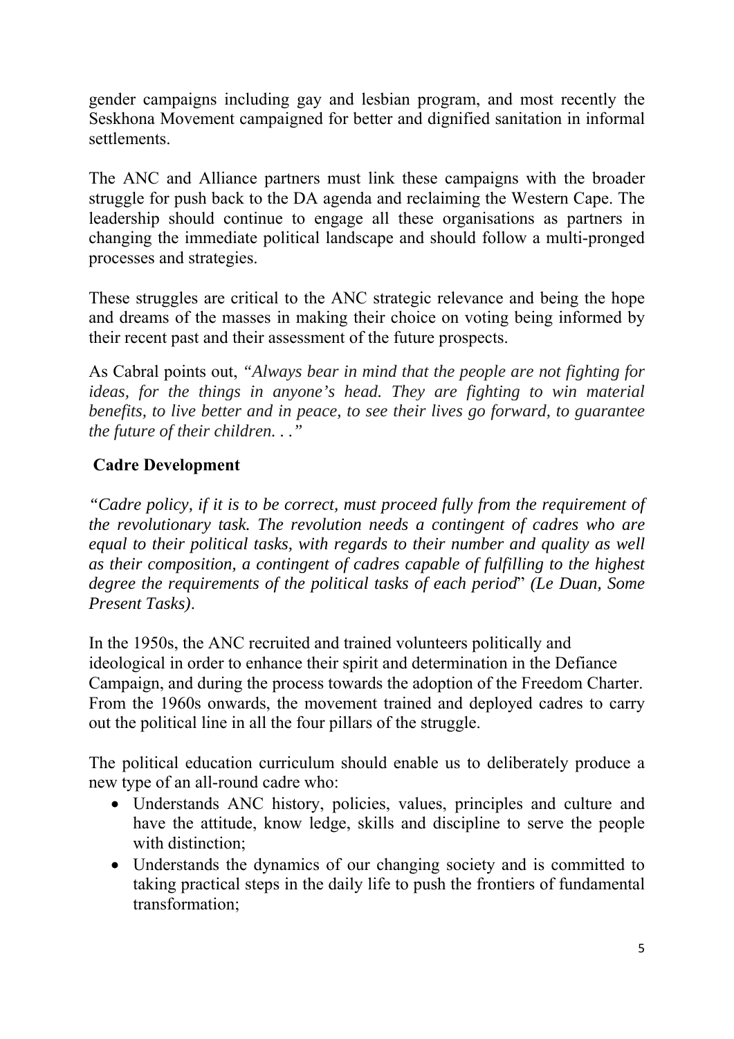gender campaigns including gay and lesbian program, and most recently the Seskhona Movement campaigned for better and dignified sanitation in informal settlements.

The ANC and Alliance partners must link these campaigns with the broader struggle for push back to the DA agenda and reclaiming the Western Cape. The leadership should continue to engage all these organisations as partners in changing the immediate political landscape and should follow a multi-pronged processes and strategies.

These struggles are critical to the ANC strategic relevance and being the hope and dreams of the masses in making their choice on voting being informed by their recent past and their assessment of the future prospects.

As Cabral points out, *"Always bear in mind that the people are not fighting for ideas, for the things in anyone's head. They are fighting to win material benefits, to live better and in peace, to see their lives go forward, to guarantee the future of their children. . ."*

## Cadre Development

*"Cadre policy, if it is to be correct, must proceed fully from the requirement of the revolutionary task. The revolution needs a contingent of cadres who are equal to their political tasks, with regards to their number and quality as well as their composition, a contingent of cadres capable of fulfilling to the highest degree the requirements of the political tasks of each period*" *(Le Duan, Some Present Tasks)*.

In the 1950s, the ANC recruited and trained volunteers politically and ideological in order to enhance their spirit and determination in the Defiance Campaign, and during the process towards the adoption of the Freedom Charter. From the 1960s onwards, the movement trained and deployed cadres to carry out the political line in all the four pillars of the struggle.

The political education curriculum should enable us to deliberately produce a new type of an all-round cadre who:

- Understands ANC history, policies, values, principles and culture and have the attitude, know ledge, skills and discipline to serve the people with distinction;
- Understands the dynamics of our changing society and is committed to taking practical steps in the daily life to push the frontiers of fundamental transformation;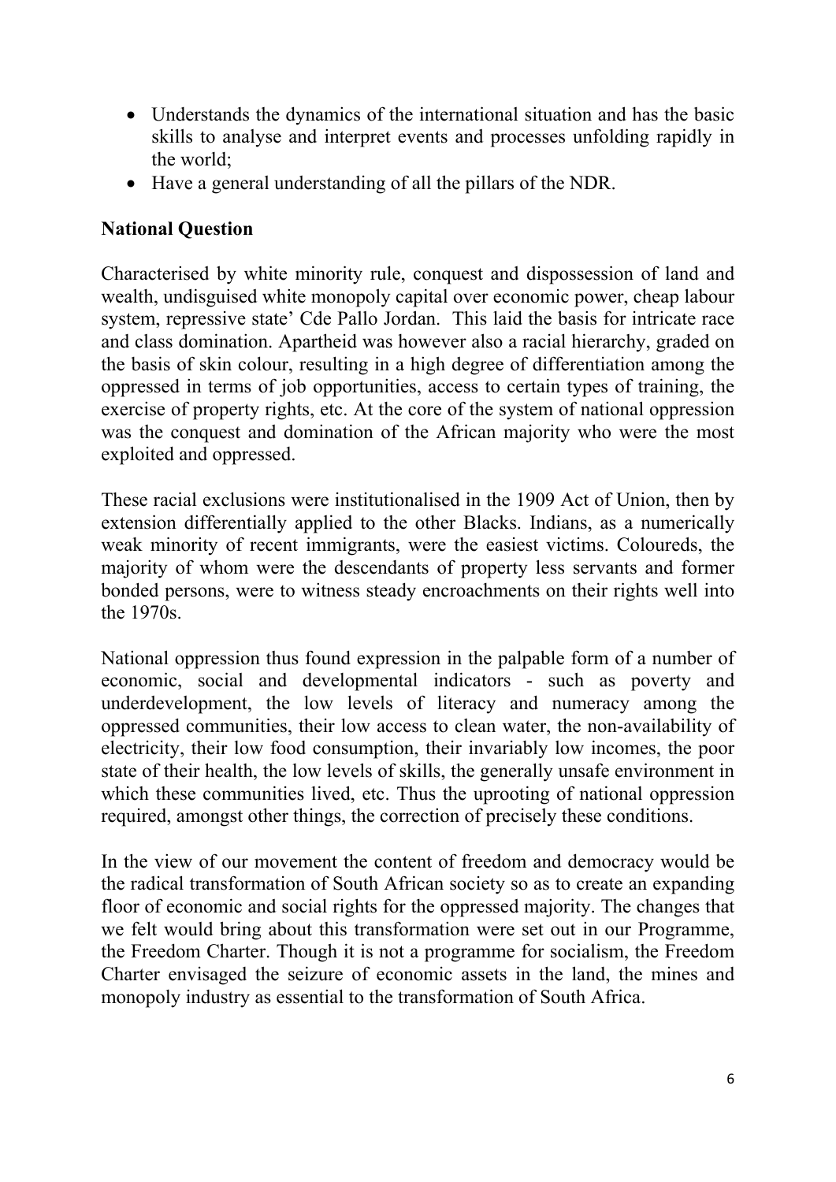- Understands the dynamics of the international situation and has the basic skills to analyse and interpret events and processes unfolding rapidly in the world;
- Have a general understanding of all the pillars of the NDR.

**National Question**

Characterised by white minority rule, conquest and dispossession of land and wealth, undisguised white monopoly capital over economic power, cheap labour system, repressive state' Cde Pallo Jordan. This laid the basis for intricate race and class domination. Apartheid was however also a racial hierarchy, graded on the basis of skin colour, resulting in a high degree of differentiation among the oppressed in terms of job opportunities, access to certain types of training, the exercise of property rights, etc. At the core of the system of national oppression was the conquest and domination of the African majority who were the most exploited and oppressed.

These racial exclusions were institutionalised in the 1909 Act of Union, then by extension differentially applied to the other Blacks. Indians, as a numerically weak minority of recent immigrants, were the easiest victims. Coloureds, the majority of whom were the descendants of property less servants and former bonded persons, were to witness steady encroachments on their rights well into the 1970s.

National oppression thus found expression in the palpable form of a number of economic, social and developmental indicators - such as poverty and underdevelopment, the low levels of literacy and numeracy among the oppressed communities, their low access to clean water, the non-availability of electricity, their low food consumption, their invariably low incomes, the poor state of their health, the low levels of skills, the generally unsafe environment in which these communities lived, etc. Thus the uprooting of national oppression required, amongst other things, the correction of precisely these conditions.

In the view of our movement the content of freedom and democracy would be the radical transformation of South African society so as to create an expanding floor of economic and social rights for the oppressed majority. The changes that we felt would bring about this transformation were set out in our Programme, the Freedom Charter. Though it is not a programme for socialism, the Freedom Charter envisaged the seizure of economic assets in the land, the mines and monopoly industry as essential to the transformation of South Africa.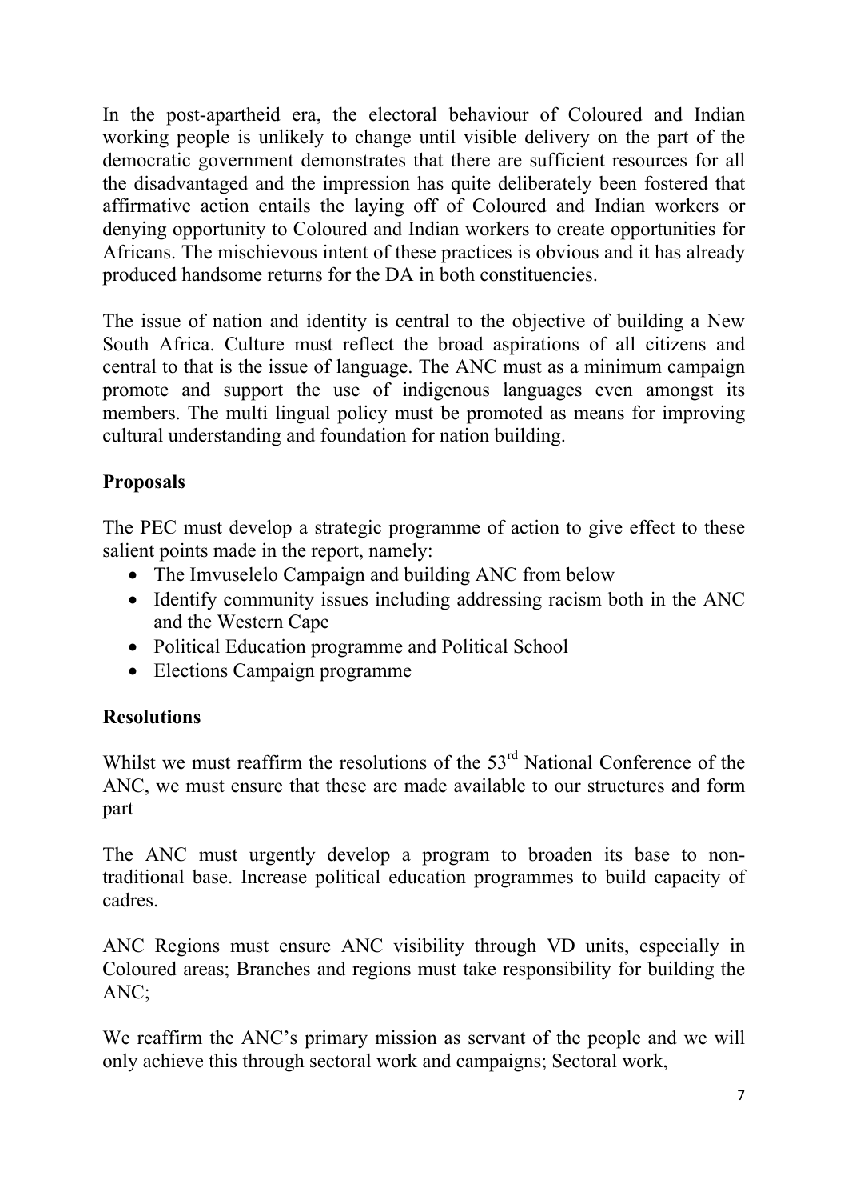In the post-apartheid era, the electoral behaviour of Coloured and Indian working people is unlikely to change until visible delivery on the part of the democratic government demonstrates that there are sufficient resources for all the disadvantaged and the impression has quite deliberately been fostered that affirmative action entails the laying off of Coloured and Indian workers or denying opportunity to Coloured and Indian workers to create opportunities for Africans. The mischievous intent of these practices is obvious and it has already produced handsome returns for the DA in both constituencies.

The issue of nation and identity is central to the objective of building a New South Africa. Culture must reflect the broad aspirations of all citizens and central to that is the issue of language. The ANC must as a minimum campaign promote and support the use of indigenous languages even amongst its members. The multi lingual policy must be promoted as means for improving cultural understanding and foundation for nation building.

**Proposals**

The PEC must develop a strategic programme of action to give effect to these salient points made in the report, namely:

- The Imvuselelo Campaign and building ANC from below
- Identify community issues including addressing racism both in the ANC and the Western Cape
- Political Education programme and Political School
- Elections Campaign programme

**Resolutions**

Whilst we must reaffirm the resolutions of the 53rd National Conference of the ANC, we must ensure that these are made available to our structures and form part

The ANC must urgently develop a program to broaden its base to non-traditional base. Increase political education programmes to build capacity of cadres.

ANC Regions must ensure ANC visibility through VD units, especially in Coloured areas; Branches and regions must take responsibility for building the ANC;

We reaffirm the ANC's primary mission as servant of the people and we will only achieve this through sectoral work and campaigns; Sectoral work,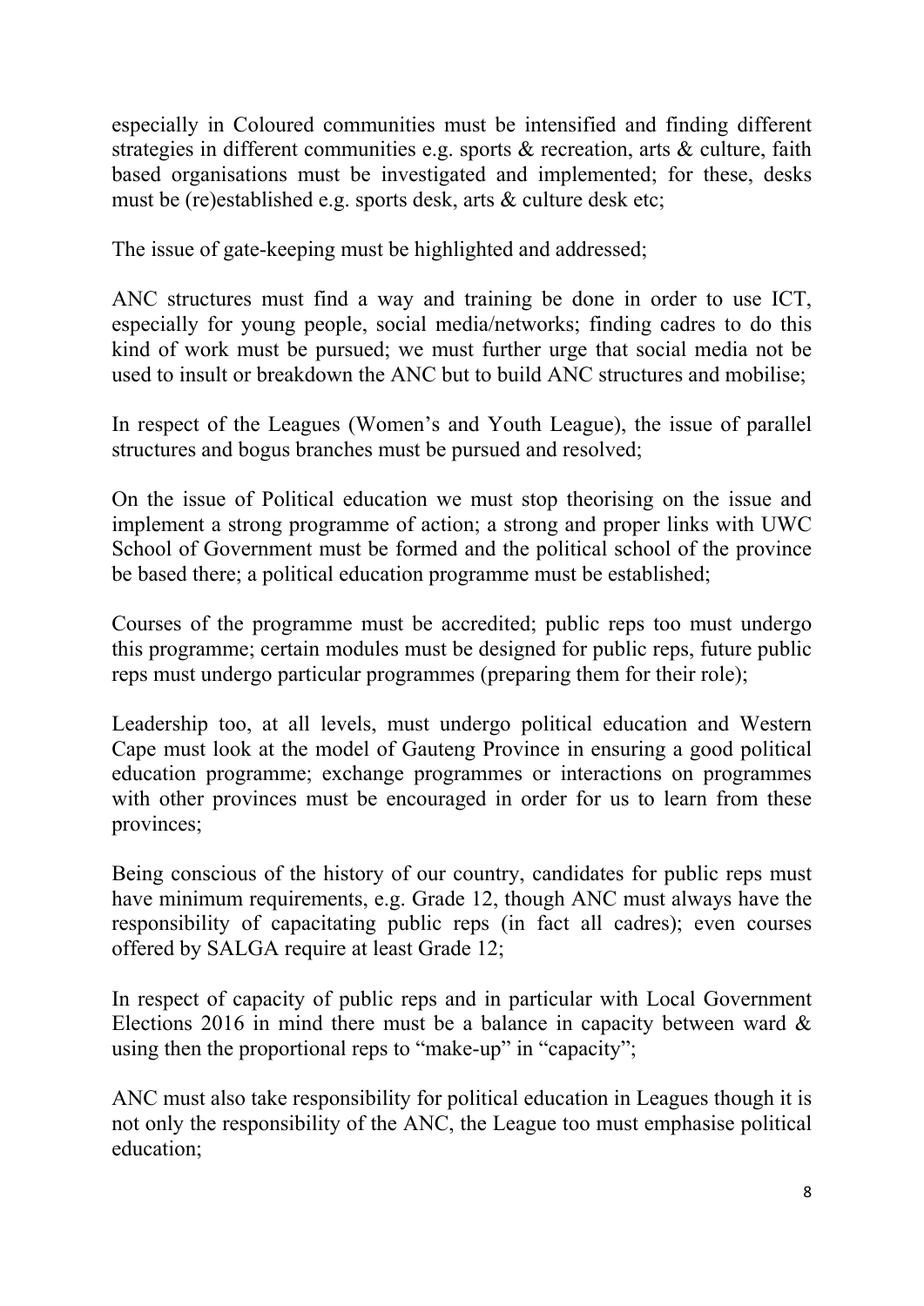especially in Coloured communities must be intensified and finding different strategies in different communities e.g. sports & recreation, arts & culture, faith based organisations must be investigated and implemented; for these, desks must be (re)established e.g. sports desk, arts & culture desk etc;

The issue of gate-keeping must be highlighted and addressed;

ANC structures must find a way and training be done in order to use ICT, especially for young people, social media/networks; finding cadres to do this kind of work must be pursued; we must further urge that social media not be used to insult or breakdown the ANC but to build ANC structures and mobilise;

In respect of the Leagues (Women's and Youth League), the issue of parallel structures and bogus branches must be pursued and resolved;

On the issue of Political education we must stop theorising on the issue and implement a strong programme of action; a strong and proper links with UWC School of Government must be formed and the political school of the province be based there; a political education programme must be established;

Courses of the programme must be accredited; public reps too must undergo this programme; certain modules must be designed for public reps, future public reps must undergo particular programmes (preparing them for their role);

Leadership too, at all levels, must undergo political education and Western Cape must look at the model of Gauteng Province in ensuring a good political education programme; exchange programmes or interactions on programmes with other provinces must be encouraged in order for us to learn from these provinces;

Being conscious of the history of our country, candidates for public reps must have minimum requirements, e.g. Grade 12, though ANC must always have the responsibility of capacitating public reps (in fact all cadres); even courses offered by SALGA require at least Grade 12;

In respect of capacity of public reps and in particular with Local Government Elections 2016 in mind there must be a balance in capacity between ward & using then the proportional reps to "make-up" in "capacity";

ANC must also take responsibility for political education in Leagues though it is not only the responsibility of the ANC, the League too must emphasise political education;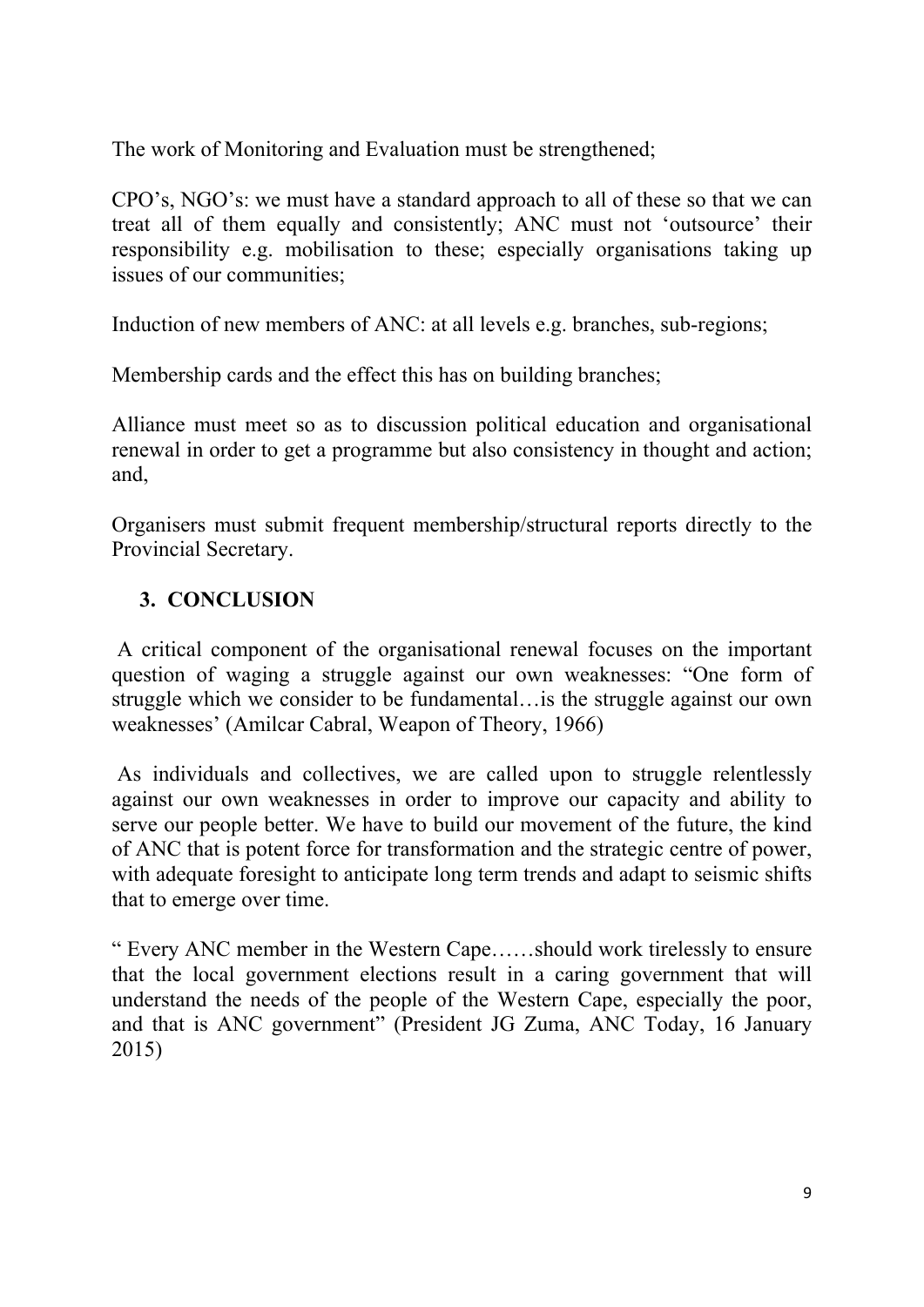The work of Monitoring and Evaluation must be strengthened;

CPO's, NGO's: we must have a standard approach to all of these so that we can treat all of them equally and consistently; ANC must not 'outsource' their responsibility e.g. mobilisation to these; especially organisations taking up issues of our communities;

Induction of new members of ANC: at all levels e.g. branches, sub-regions;

Membership cards and the effect this has on building branches;

Alliance must meet so as to discussion political education and organisational renewal in order to get a programme but also consistency in thought and action; and,

Organisers must submit frequent membership/structural reports directly to the Provincial Secretary.

## 3. CONCLUSION

A critical component of the organisational renewal focuses on the important question of waging a struggle against our own weaknesses: "One form of struggle which we consider to be fundamental…is the struggle against our own weaknesses' (Amilcar Cabral, Weapon of Theory, 1966)

As individuals and collectives, we are called upon to struggle relentlessly against our own weaknesses in order to improve our capacity and ability to serve our people better. We have to build our movement of the future, the kind of ANC that is potent force for transformation and the strategic centre of power, with adequate foresight to anticipate long term trends and adapt to seismic shifts that to emerge over time.

" Every ANC member in the Western Cape……should work tirelessly to ensure that the local government elections result in a caring government that will understand the needs of the people of the Western Cape, especially the poor, and that is ANC government" (President JG Zuma, ANC Today, 16 January 2015)